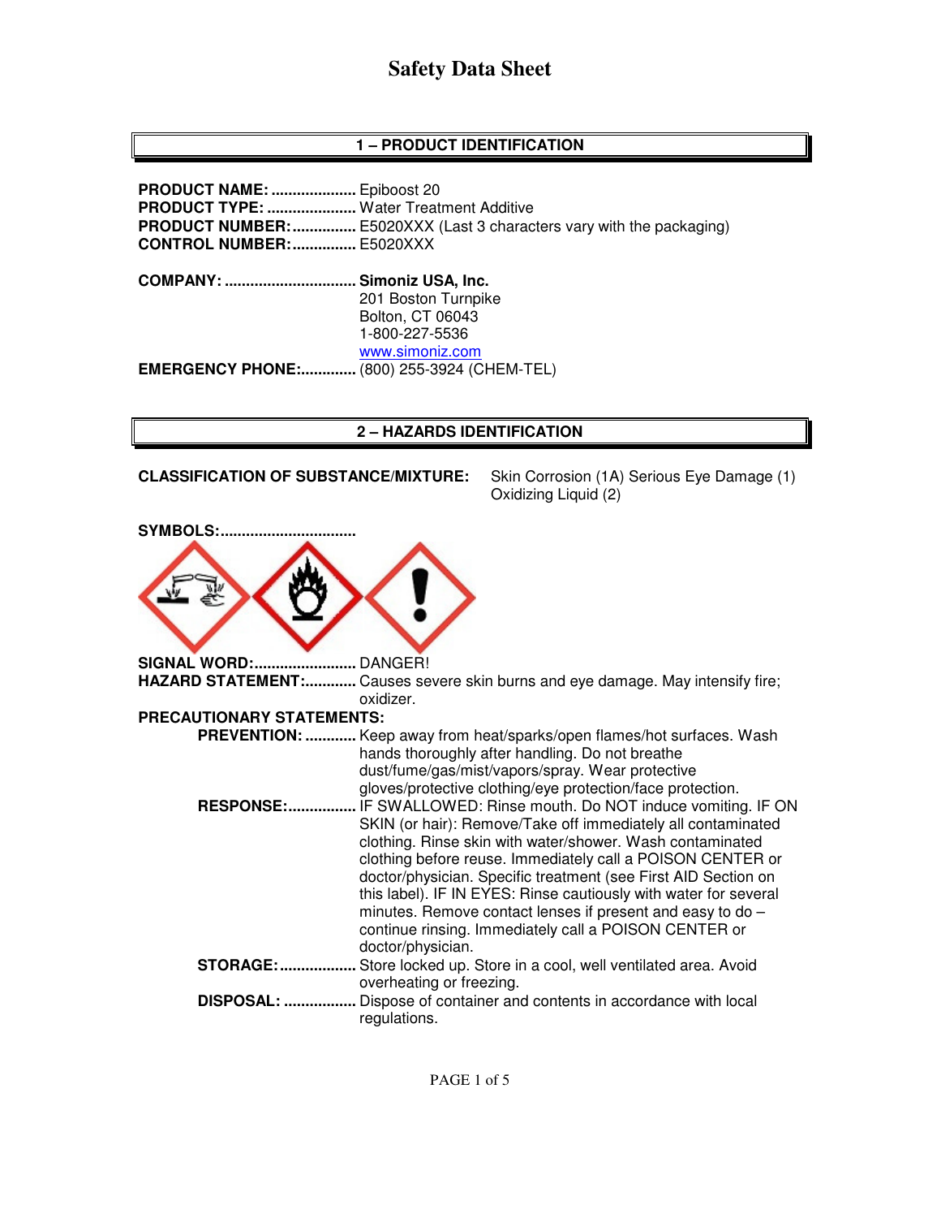# Safety Data Sheet

## 1 – PRODUCT IDENTIFICATION

**PRODUCT NAME:** .................... Epiboost 20
**PRODUCT TYPE:** ..................... Water Treatment Additive
**PRODUCT NUMBER:** ............... E5020XXX (Last 3 characters vary with the packaging)
**CONTROL NUMBER:** ............... E5020XXX

**COMPANY:** ............................... **Simoniz USA, Inc.**
201 Boston Turnpike
Bolton, CT 06043
1-800-227-5536
www.simoniz.com
**EMERGENCY PHONE:** ............. (800) 255-3924 (CHEM-TEL)

## 2 – HAZARDS IDENTIFICATION

**CLASSIFICATION OF SUBSTANCE/MIXTURE:** Skin Corrosion (1A) Serious Eye Damage (1) Oxidizing Liquid (2)

**SYMBOLS:** ................................

**SIGNAL WORD:** ........................ DANGER!
**HAZARD STATEMENT:** ............ Causes severe skin burns and eye damage. May intensify fire; oxidizer.

**PRECAUTIONARY STATEMENTS:**

**PREVENTION:** ............ Keep away from heat/sparks/open flames/hot surfaces. Wash hands thoroughly after handling. Do not breathe dust/fume/gas/mist/vapors/spray. Wear protective gloves/protective clothing/eye protection/face protection.

**RESPONSE:** ................ IF SWALLOWED: Rinse mouth. Do NOT induce vomiting. IF ON SKIN (or hair): Remove/Take off immediately all contaminated clothing. Rinse skin with water/shower. Wash contaminated clothing before reuse. Immediately call a POISON CENTER or doctor/physician. Specific treatment (see First AID Section on this label). IF IN EYES: Rinse cautiously with water for several minutes. Remove contact lenses if present and easy to do – continue rinsing. Immediately call a POISON CENTER or doctor/physician.

**STORAGE:** .................. Store locked up. Store in a cool, well ventilated area. Avoid overheating or freezing.

**DISPOSAL:** ................. Dispose of container and contents in accordance with local regulations.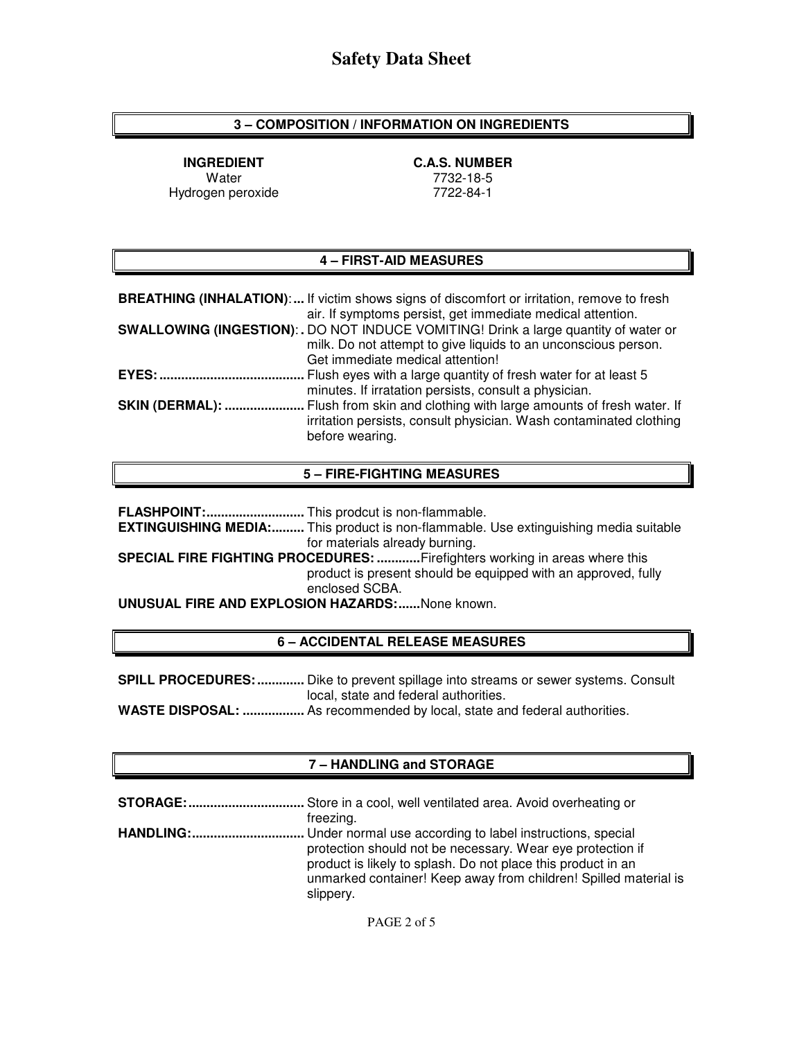# Safety Data Sheet

## 3 – COMPOSITION / INFORMATION ON INGREDIENTS

| INGREDIENT | C.A.S. NUMBER |
|---|---|
| Water | 7732-18-5 |
| Hydrogen peroxide | 7722-84-1 |

## 4 – FIRST-AID MEASURES

**BREATHING (INHALATION):** If victim shows signs of discomfort or irritation, remove to fresh air. If symptoms persist, get immediate medical attention.

**SWALLOWING (INGESTION):** DO NOT INDUCE VOMITING! Drink a large quantity of water or milk. Do not attempt to give liquids to an unconscious person. Get immediate medical attention!

**EYES:** Flush eyes with a large quantity of fresh water for at least 5 minutes. If irratation persists, consult a physician.

**SKIN (DERMAL):** Flush from skin and clothing with large amounts of fresh water. If irritation persists, consult physician. Wash contaminated clothing before wearing.

## 5 – FIRE-FIGHTING MEASURES

**FLASHPOINT:** This prodcut is non-flammable.

**EXTINGUISHING MEDIA:** This product is non-flammable. Use extinguishing media suitable for materials already burning.

**SPECIAL FIRE FIGHTING PROCEDURES:** Firefighters working in areas where this product is present should be equipped with an approved, fully enclosed SCBA.

**UNUSUAL FIRE AND EXPLOSION HAZARDS:** None known.

## 6 – ACCIDENTAL RELEASE MEASURES

**SPILL PROCEDURES:** Dike to prevent spillage into streams or sewer systems. Consult local, state and federal authorities.

**WASTE DISPOSAL:** As recommended by local, state and federal authorities.

## 7 – HANDLING and STORAGE

**STORAGE:** Store in a cool, well ventilated area. Avoid overheating or freezing.

**HANDLING:** Under normal use according to label instructions, special protection should not be necessary. Wear eye protection if product is likely to splash. Do not place this product in an unmarked container! Keep away from children! Spilled material is slippery.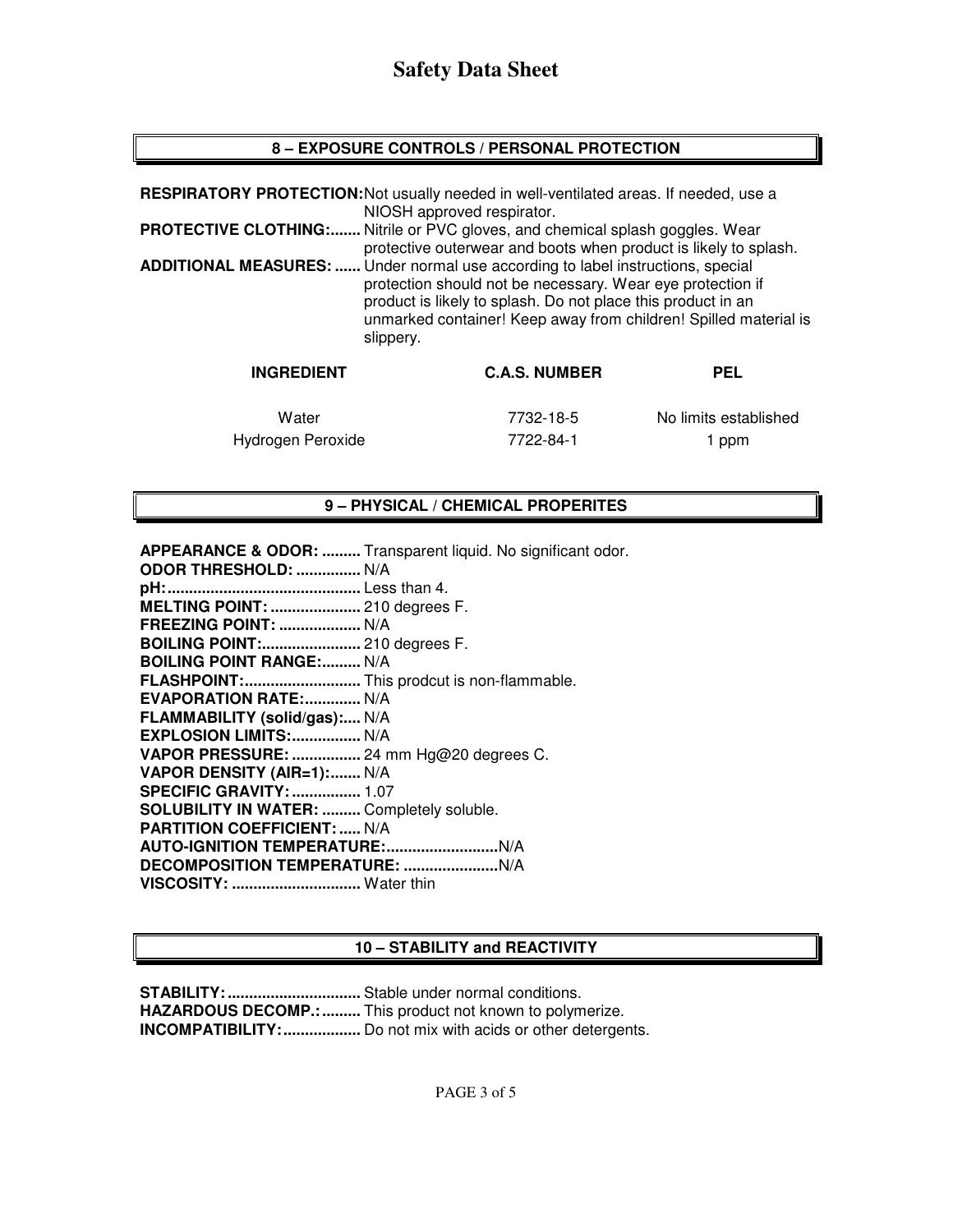# Safety Data Sheet

## 8 – EXPOSURE CONTROLS / PERSONAL PROTECTION

**RESPIRATORY PROTECTION:** Not usually needed in well-ventilated areas. If needed, use a NIOSH approved respirator.

**PROTECTIVE CLOTHING:.......** Nitrile or PVC gloves, and chemical splash goggles. Wear protective outerwear and boots when product is likely to splash.

**ADDITIONAL MEASURES: ......** Under normal use according to label instructions, special protection should not be necessary. Wear eye protection if product is likely to splash. Do not place this product in an unmarked container! Keep away from children! Spilled material is slippery.

| INGREDIENT | C.A.S. NUMBER | PEL |
|---|---|---|
| Water | 7732-18-5 | No limits established |
| Hydrogen Peroxide | 7722-84-1 | 1 ppm |

## 9 – PHYSICAL / CHEMICAL PROPERITES

**APPEARANCE & ODOR: .........** Transparent liquid. No significant odor.
**ODOR THRESHOLD: ...............** N/A
**pH:............................................** Less than 4.
**MELTING POINT: .....................** 210 degrees F.
**FREEZING POINT: ...................** N/A
**BOILING POINT:.......................** 210 degrees F.
**BOILING POINT RANGE:.........** N/A
**FLASHPOINT:...........................** This prodcut is non-flammable.
**EVAPORATION RATE:.............** N/A
**FLAMMABILITY (solid/gas):....** N/A
**EXPLOSION LIMITS:................** N/A
**VAPOR PRESSURE: ................** 24 mm Hg@20 degrees C.
**VAPOR DENSITY (AIR=1):.......** N/A
**SPECIFIC GRAVITY: ................** 1.07
**SOLUBILITY IN WATER: .........** Completely soluble.
**PARTITION COEFFICIENT: .....** N/A
**AUTO-IGNITION TEMPERATURE:..........................**N/A
**DECOMPOSITION TEMPERATURE: ......................**N/A
**VISCOSITY: ..............................** Water thin

## 10 – STABILITY and REACTIVITY

**STABILITY: ...............................** Stable under normal conditions.
**HAZARDOUS DECOMP.: .........** This product not known to polymerize.
**INCOMPATIBILITY: ..................** Do not mix with acids or other detergents.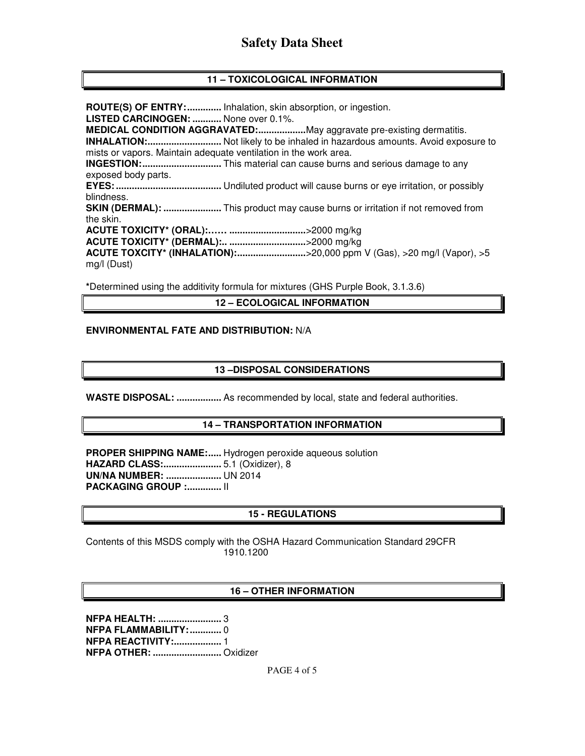# Safety Data Sheet

## 11 – TOXICOLOGICAL INFORMATION

**ROUTE(S) OF ENTRY:.............** Inhalation, skin absorption, or ingestion.
**LISTED CARCINOGEN: ...........** None over 0.1%.
**MEDICAL CONDITION AGGRAVATED:..................**May aggravate pre-existing dermatitis.
**INHALATION:............................** Not likely to be inhaled in hazardous amounts. Avoid exposure to mists or vapors. Maintain adequate ventilation in the work area.
**INGESTION:..............................** This material can cause burns and serious damage to any exposed body parts.
**EYES:........................................** Undiluted product will cause burns or eye irritation, or possibly blindness.
**SKIN (DERMAL): ......................** This product may cause burns or irritation if not removed from the skin.
**ACUTE TOXICITY* (ORAL):…… ............................**>2000 mg/kg
**ACUTE TOXICITY* (DERMAL):.. .............................**>2000 mg/kg
**ACUTE TOXCITY* (INHALATION):..........................**>20,000 ppm V (Gas), >20 mg/l (Vapor), >5 mg/l (Dust)

**\***Determined using the additivity formula for mixtures (GHS Purple Book, 3.1.3.6)

## 12 – ECOLOGICAL INFORMATION

**ENVIRONMENTAL FATE AND DISTRIBUTION:** N/A

## 13 –DISPOSAL CONSIDERATIONS

**WASTE DISPOSAL: .................** As recommended by local, state and federal authorities.

## 14 – TRANSPORTATION INFORMATION

**PROPER SHIPPING NAME:.....** Hydrogen peroxide aqueous solution
**HAZARD CLASS:......................** 5.1 (Oxidizer), 8
**UN/NA NUMBER: .....................** UN 2014
**PACKAGING GROUP :.............** II

## 15 - REGULATIONS

Contents of this MSDS comply with the OSHA Hazard Communication Standard 29CFR 1910.1200

## 16 – OTHER INFORMATION

**NFPA HEALTH: ........................** 3
**NFPA FLAMMABILITY:............** 0
**NFPA REACTIVITY:..................** 1
**NFPA OTHER: ..........................** Oxidizer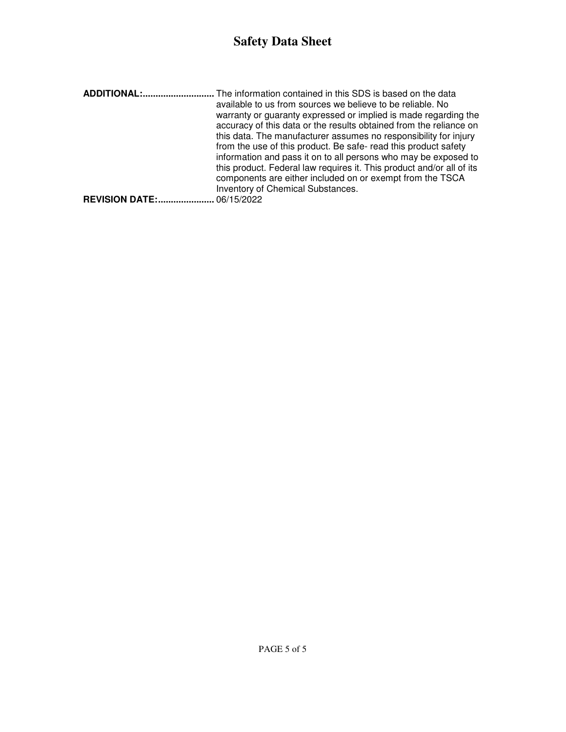**ADDITIONAL:............................** The information contained in this SDS is based on the data available to us from sources we believe to be reliable. No warranty or guaranty expressed or implied is made regarding the accuracy of this data or the results obtained from the reliance on this data. The manufacturer assumes no responsibility for injury from the use of this product. Be safe- read this product safety information and pass it on to all persons who may be exposed to this product. Federal law requires it. This product and/or all of its components are either included on or exempt from the TSCA Inventory of Chemical Substances.

**REVISION DATE:......................** 06/15/2022